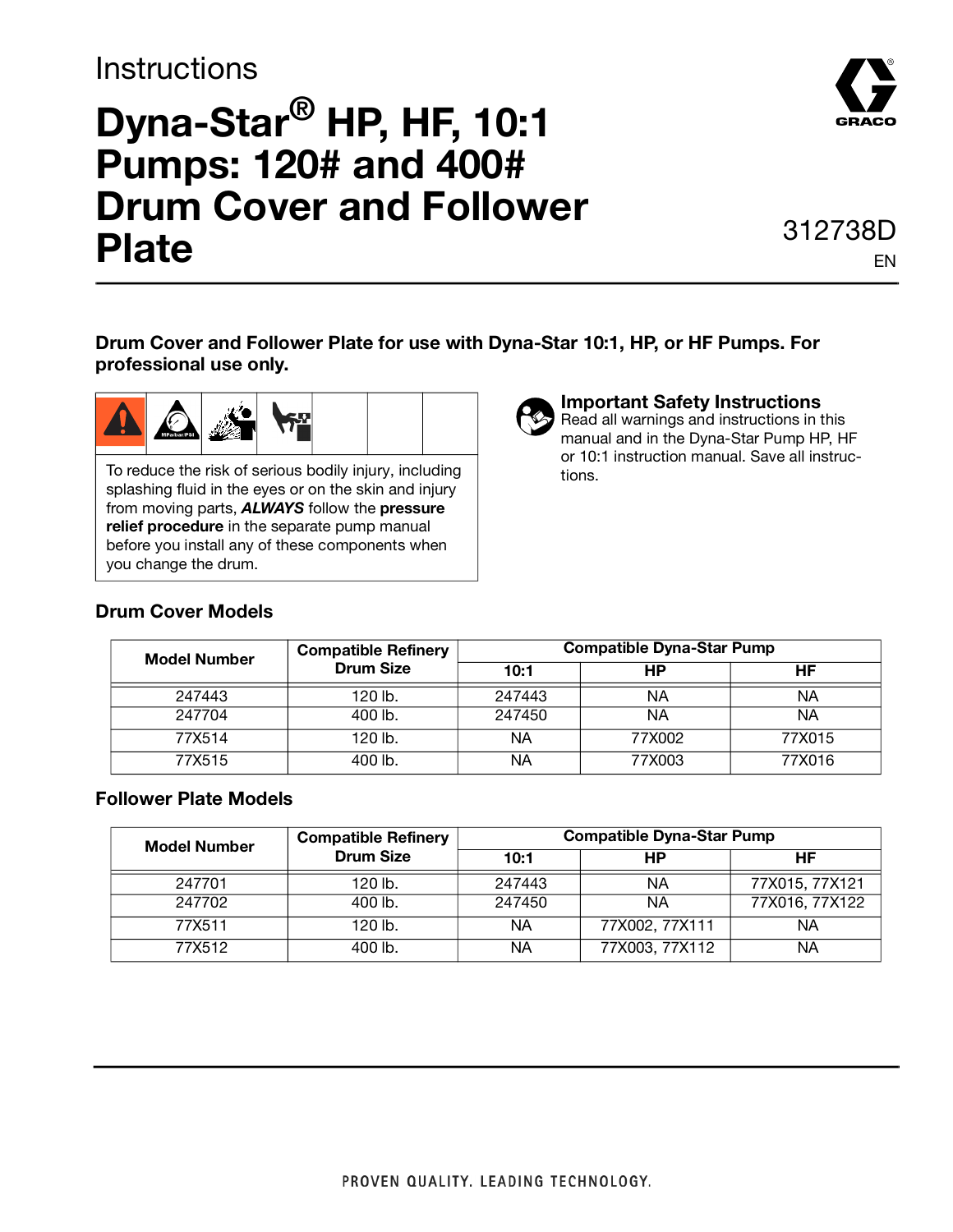Instructions

# Dyna-Star® HP, HF, 10:1 Pumps: 120# and 400# Drum Cover and Follower Plate

312738D

EN

**Drum Cover and Follower Plate for use with Dyna-Star 10:1, HP, or HF Pumps. For professional use only.**

To reduce the risk of serious bodily injury, including splashing fluid in the eyes or on the skin and injury from moving parts, ***ALWAYS*** follow the **pressure relief procedure** in the separate pump manual before you install any of these components when you change the drum.

**Important Safety Instructions**
Read all warnings and instructions in this manual and in the Dyna-Star Pump HP, HF or 10:1 instruction manual. Save all instructions.

### Drum Cover Models

| Model Number | Compatible Refinery Drum Size | Compatible Dyna-Star Pump | | |
|---|---|---|---|---|
| | | 10:1 | HP | HF |
| 247443 | 120 lb. | 247443 | NA | NA |
| 247704 | 400 lb. | 247450 | NA | NA |
| 77X514 | 120 lb. | NA | 77X002 | 77X015 |
| 77X515 | 400 lb. | NA | 77X003 | 77X016 |

### Follower Plate Models

| Model Number | Compatible Refinery Drum Size | Compatible Dyna-Star Pump | | |
|---|---|---|---|---|
| | | 10:1 | HP | HF |
| 247701 | 120 lb. | 247443 | NA | 77X015, 77X121 |
| 247702 | 400 lb. | 247450 | NA | 77X016, 77X122 |
| 77X511 | 120 lb. | NA | 77X002, 77X111 | NA |
| 77X512 | 400 lb. | NA | 77X003, 77X112 | NA |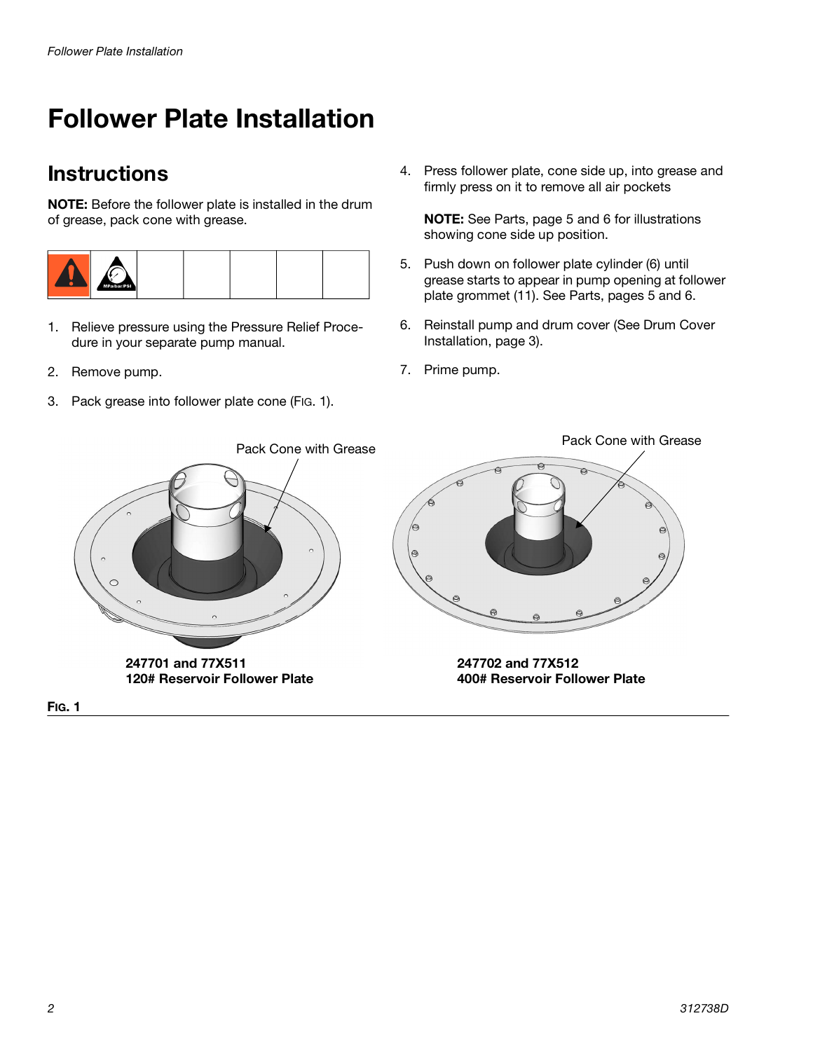# Follower Plate Installation

## Instructions

**NOTE:** Before the follower plate is installed in the drum of grease, pack cone with grease.

1. Relieve pressure using the Pressure Relief Procedure in your separate pump manual.
2. Remove pump.
3. Pack grease into follower plate cone (FIG. 1).
4. Press follower plate, cone side up, into grease and firmly press on it to remove all air pockets

   **NOTE:** See Parts, page 5 and 6 for illustrations showing cone side up position.

5. Push down on follower plate cylinder (6) until grease starts to appear in pump opening at follower plate grommet (11). See Parts, pages 5 and 6.
6. Reinstall pump and drum cover (See Drum Cover Installation, page 3).
7. Prime pump.

Pack Cone with Grease

**247701 and 77X511**
**120# Reservoir Follower Plate**

Pack Cone with Grease

**247702 and 77X512**
**400# Reservoir Follower Plate**

**FIG. 1**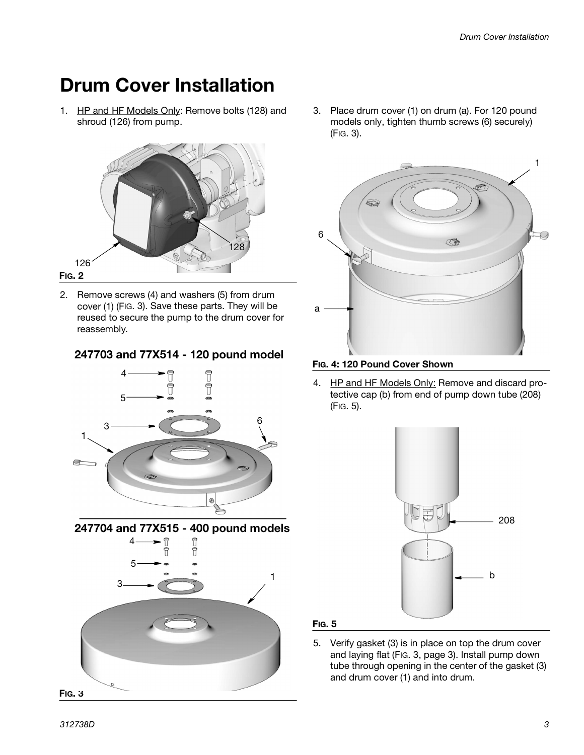# Drum Cover Installation

1. HP and HF Models Only: Remove bolts (128) and shroud (126) from pump.

**FIG. 2**

2. Remove screws (4) and washers (5) from drum cover (1) (FIG. 3). Save these parts. They will be reused to secure the pump to the drum cover for reassembly.

**247703 and 77X514 - 120 pound model**

**247704 and 77X515 - 400 pound models**

**FIG. 3**

3. Place drum cover (1) on drum (a). For 120 pound models only, tighten thumb screws (6) securely) (FIG. 3).

**FIG. 4: 120 Pound Cover Shown**

4. HP and HF Models Only: Remove and discard protective cap (b) from end of pump down tube (208) (FIG. 5).

**FIG. 5**

5. Verify gasket (3) is in place on top the drum cover and laying flat (FIG. 3, page 3). Install pump down tube through opening in the center of the gasket (3) and drum cover (1) and into drum.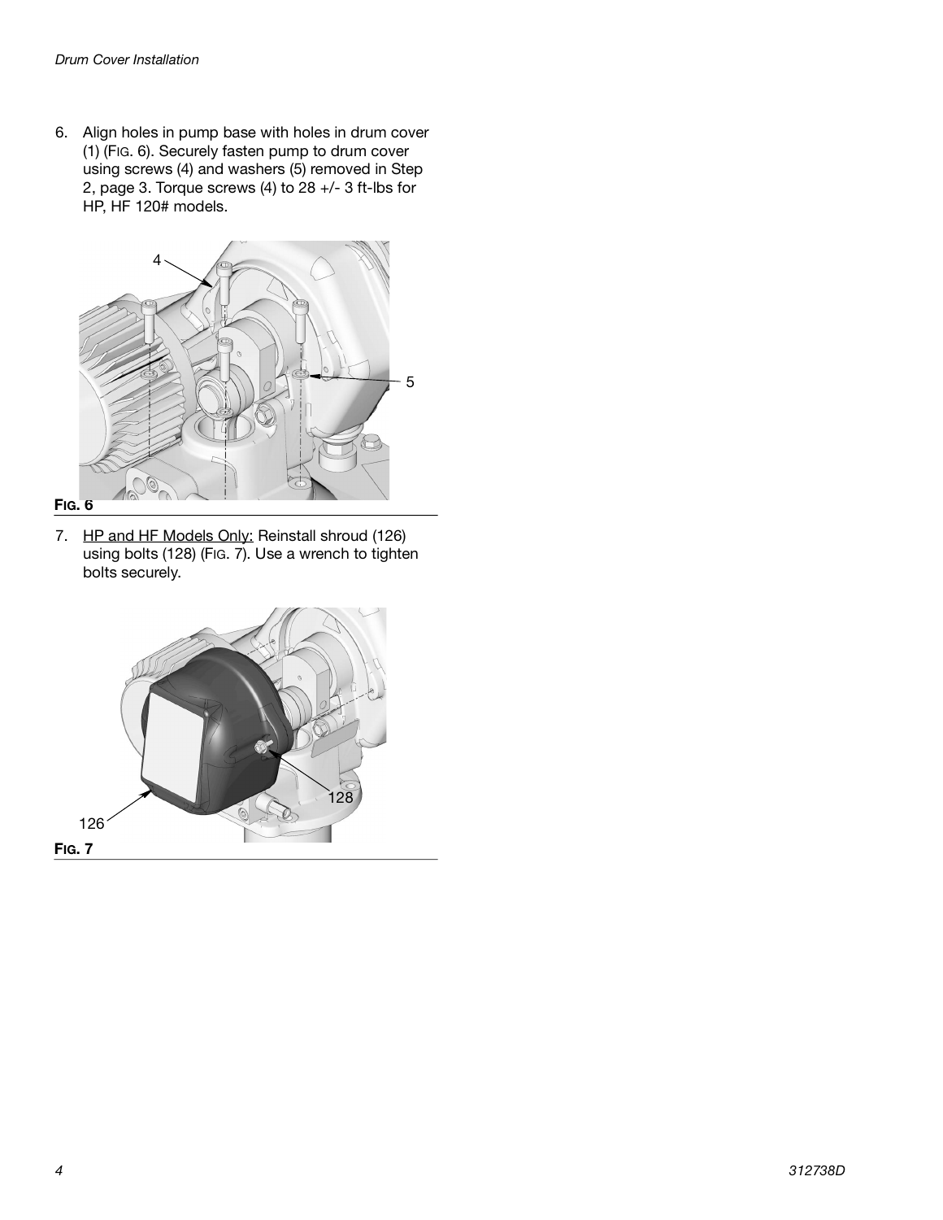6. Align holes in pump base with holes in drum cover (1) (FIG. 6). Securely fasten pump to drum cover using screws (4) and washers (5) removed in Step 2, page 3. Torque screws (4) to 28 +/- 3 ft-lbs for HP, HF 120# models.

**FIG. 6**

7. <u>HP and HF Models Only:</u> Reinstall shroud (126) using bolts (128) (FIG. 7). Use a wrench to tighten bolts securely.

**FIG. 7**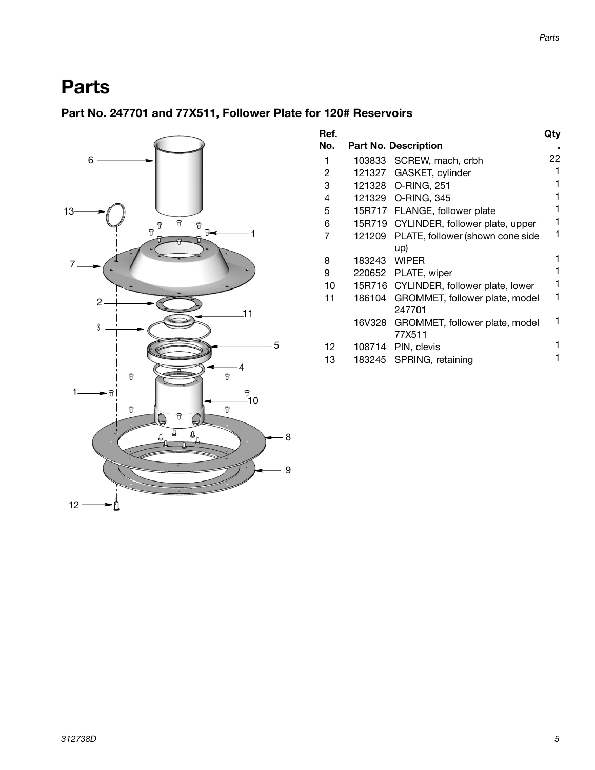# Parts

## Part No. 247701 and 77X511, Follower Plate for 120# Reservoirs

| Ref. No. | Part No. | Description | Qty. |
|---|---|---|---|
| 1 | 103833 | SCREW, mach, crbh | 22 |
| 2 | 121327 | GASKET, cylinder | 1 |
| 3 | 121328 | O-RING, 251 | 1 |
| 4 | 121329 | O-RING, 345 | 1 |
| 5 | 15R717 | FLANGE, follower plate | 1 |
| 6 | 15R719 | CYLINDER, follower plate, upper | 1 |
| 7 | 121209 | PLATE, follower (shown cone side up) | 1 |
| 8 | 183243 | WIPER | 1 |
| 9 | 220652 | PLATE, wiper | 1 |
| 10 | 15R716 | CYLINDER, follower plate, lower | 1 |
| 11 | 186104 | GROMMET, follower plate, model 247701 | 1 |
| | 16V328 | GROMMET, follower plate, model 77X511 | 1 |
| 12 | 108714 | PIN, clevis | 1 |
| 13 | 183245 | SPRING, retaining | 1 |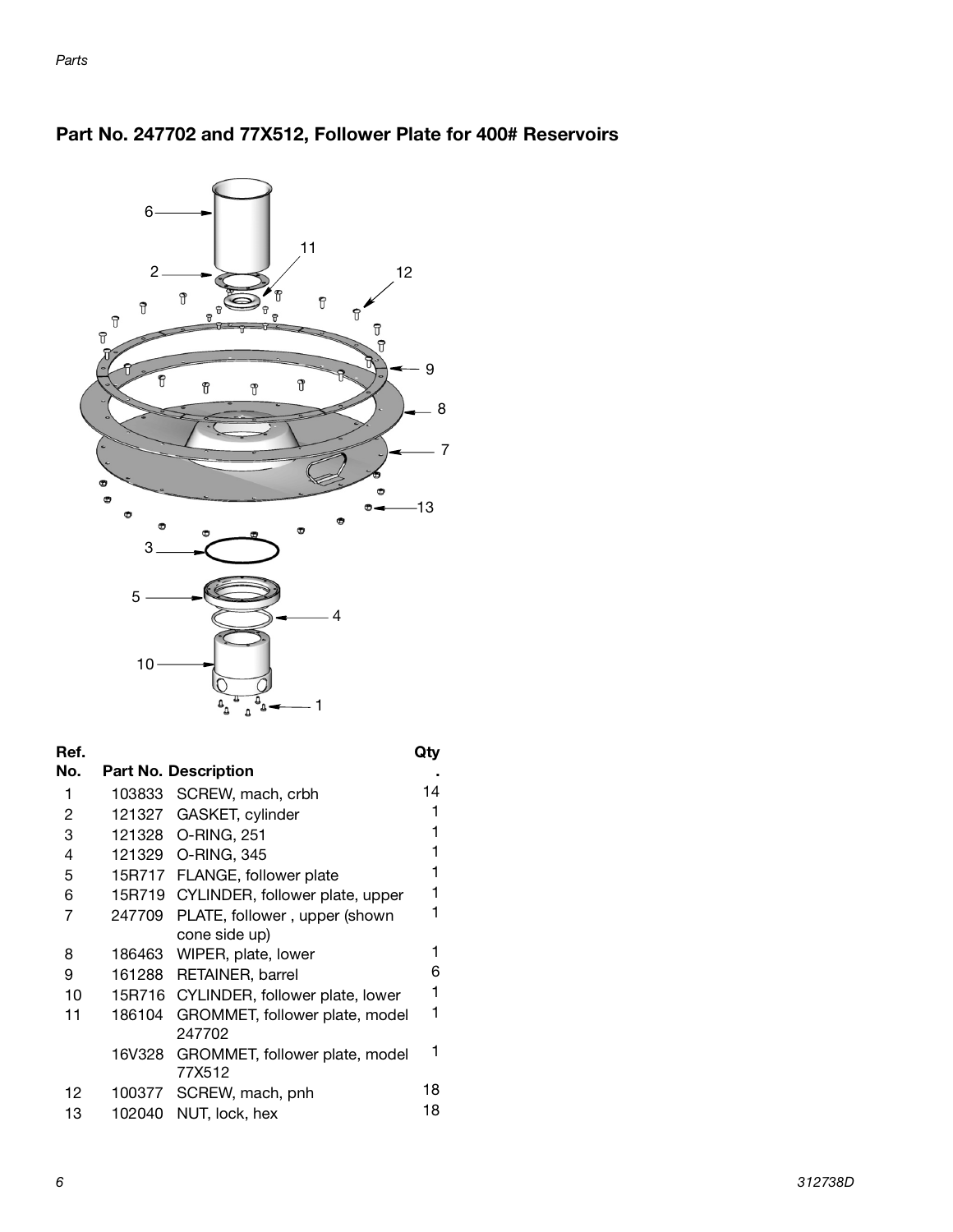## Part No. 247702 and 77X512, Follower Plate for 400# Reservoirs

| Ref. No. | Part No. | Description | Qty. |
|---|---|---|---|
| 1 | 103833 | SCREW, mach, crbh | 14 |
| 2 | 121327 | GASKET, cylinder | 1 |
| 3 | 121328 | O-RING, 251 | 1 |
| 4 | 121329 | O-RING, 345 | 1 |
| 5 | 15R717 | FLANGE, follower plate | 1 |
| 6 | 15R719 | CYLINDER, follower plate, upper | 1 |
| 7 | 247709 | PLATE, follower , upper (shown cone side up) | 1 |
| 8 | 186463 | WIPER, plate, lower | 1 |
| 9 | 161288 | RETAINER, barrel | 6 |
| 10 | 15R716 | CYLINDER, follower plate, lower | 1 |
| 11 | 186104 | GROMMET, follower plate, model 247702 | 1 |
| | 16V328 | GROMMET, follower plate, model 77X512 | 1 |
| 12 | 100377 | SCREW, mach, pnh | 18 |
| 13 | 102040 | NUT, lock, hex | 18 |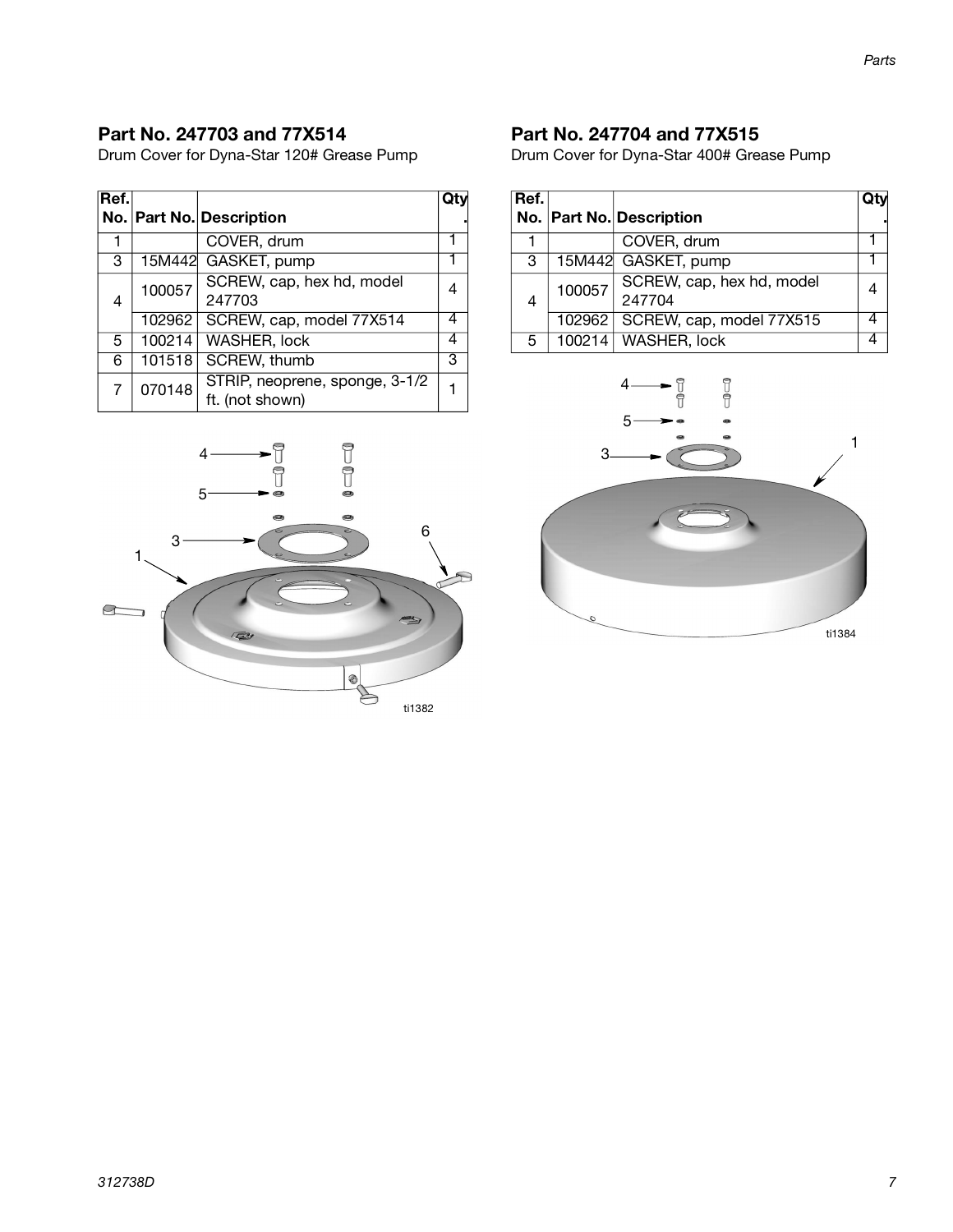## Part No. 247703 and 77X514

Drum Cover for Dyna-Star 120# Grease Pump

| Ref. No. | Part No. | Description | Qty. |
|---|---|---|---|
| 1 | | COVER, drum | 1 |
| 3 | 15M442 | GASKET, pump | 1 |
| 4 | 100057 | SCREW, cap, hex hd, model 247703 | 4 |
| | 102962 | SCREW, cap, model 77X514 | 4 |
| 5 | 100214 | WASHER, lock | 4 |
| 6 | 101518 | SCREW, thumb | 3 |
| 7 | 070148 | STRIP, neoprene, sponge, 3-1/2 ft. (not shown) | 1 |

ti1382

## Part No. 247704 and 77X515

Drum Cover for Dyna-Star 400# Grease Pump

| Ref. No. | Part No. | Description | Qty. |
|---|---|---|---|
| 1 | | COVER, drum | 1 |
| 3 | 15M442 | GASKET, pump | 1 |
| 4 | 100057 | SCREW, cap, hex hd, model 247704 | 4 |
| | 102962 | SCREW, cap, model 77X515 | 4 |
| 5 | 100214 | WASHER, lock | 4 |

ti1384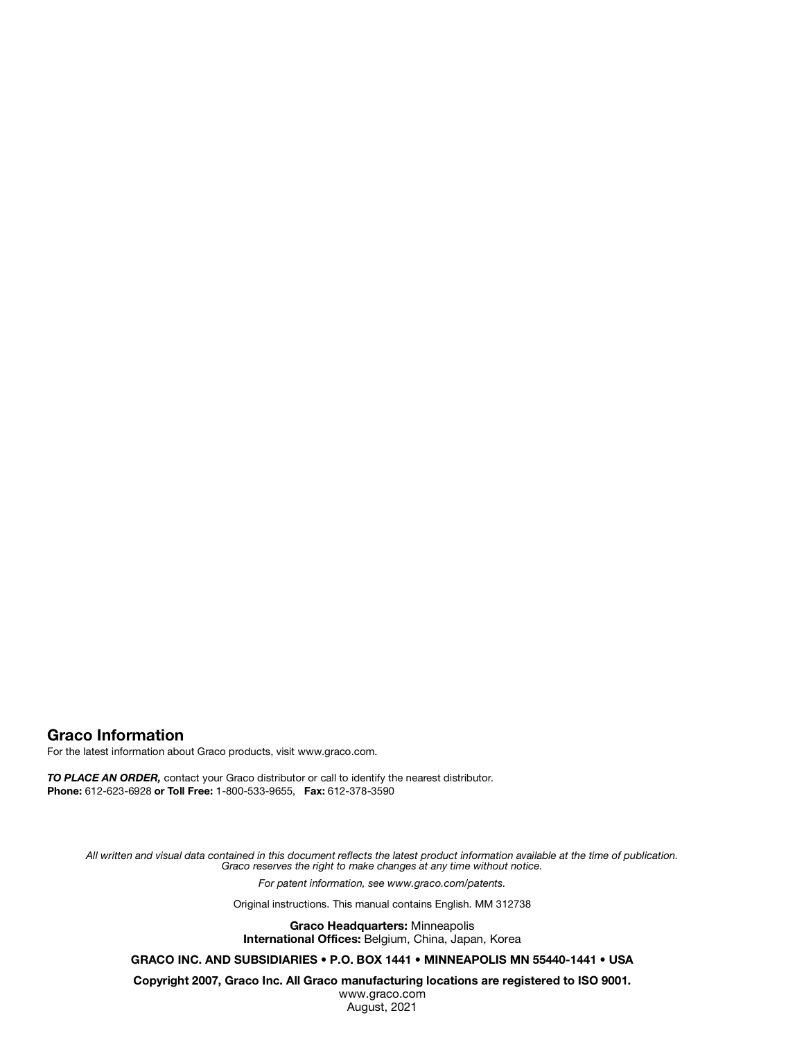## Graco Information

For the latest information about Graco products, visit www.graco.com.

***TO PLACE AN ORDER,*** contact your Graco distributor or call to identify the nearest distributor.
**Phone:** 612-623-6928 **or Toll Free:** 1-800-533-9655, **Fax:** 612-378-3590

*All written and visual data contained in this document reflects the latest product information available at the time of publication. Graco reserves the right to make changes at any time without notice.*

*For patent information, see www.graco.com/patents.*

Original instructions. This manual contains English. MM 312738

**Graco Headquarters:** Minneapolis
**International Offices:** Belgium, China, Japan, Korea

**GRACO INC. AND SUBSIDIARIES • P.O. BOX 1441 • MINNEAPOLIS MN 55440-1441 • USA**

**Copyright 2007, Graco Inc. All Graco manufacturing locations are registered to ISO 9001.**
www.graco.com
August, 2021